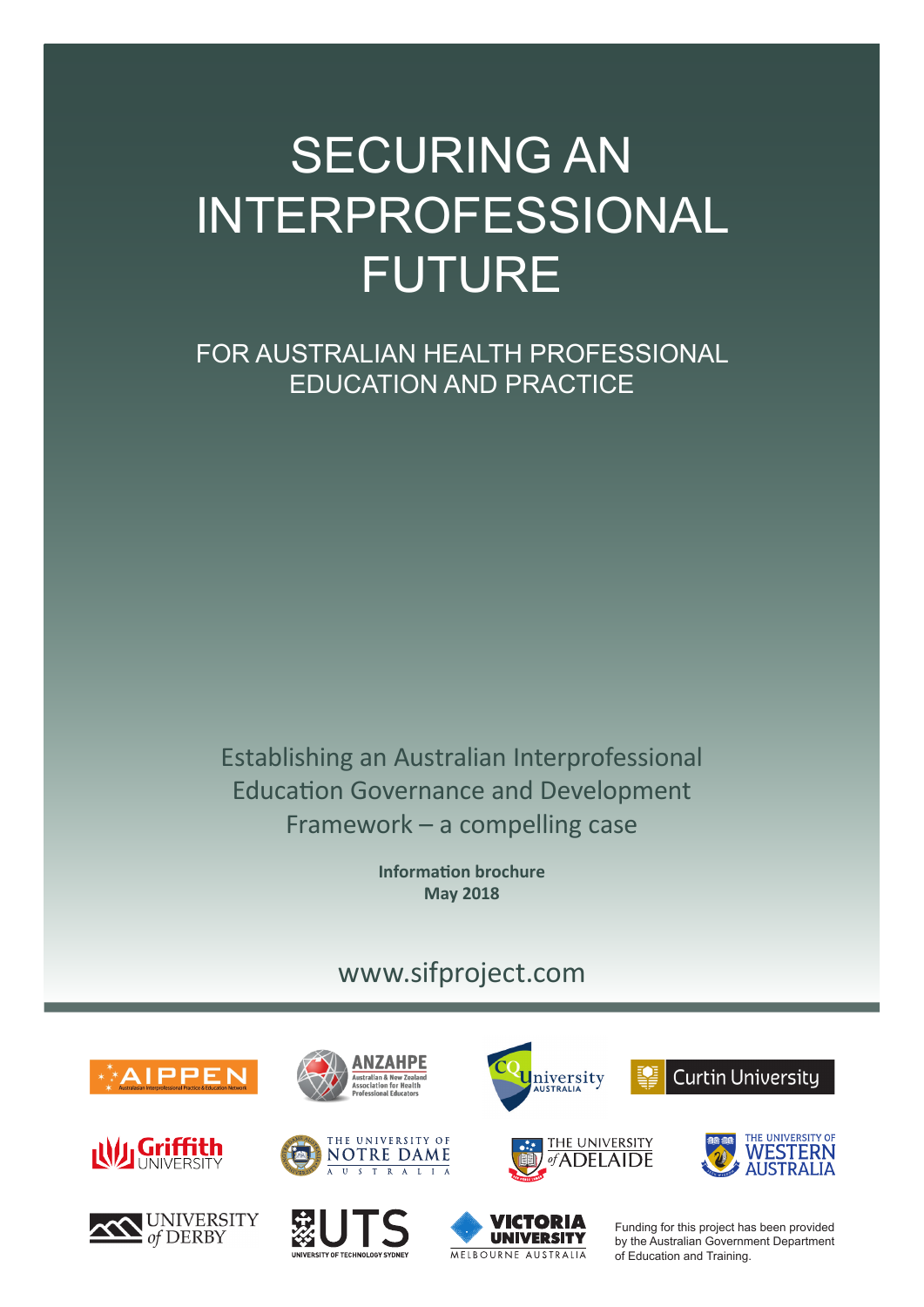# SECURING AN INTERPROFESSIONAL FUTURE

## FOR AUSTRALIAN HEALTH PROFESSIONAL EDUCATION AND PRACTICE

Establishing an Australian Interprofessional Education Governance and Development Framework – a compelling case

**Information brochure**
**May 2018**

www.sifproject.com

AIPPEN Australasian Interprofessional Practice & Education Network

ANZAHPE Australian & New Zealand Association for Health Professional Educators

CQUniversity Australia

Curtin University

Griffith University

The University of Notre Dame Australia

The University of Adelaide

The University of Western Australia

University of Derby

UTS University of Technology Sydney

Victoria University Melbourne Australia

Funding for this project has been provided by the Australian Government Department of Education and Training.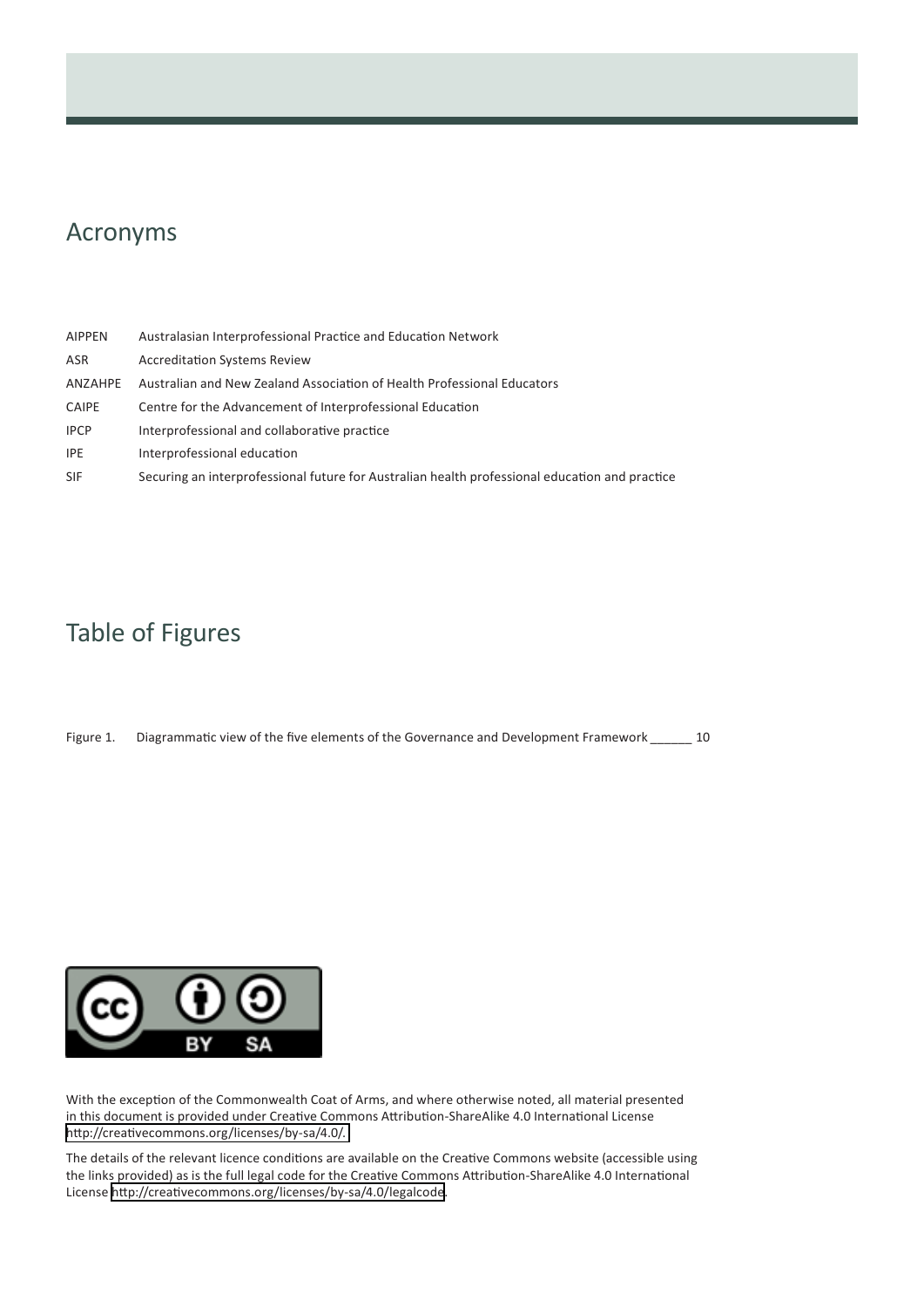## Acronyms

| | |
|---|---|
| AIPPEN | Australasian Interprofessional Practice and Education Network |
| ASR | Accreditation Systems Review |
| ANZAHPE | Australian and New Zealand Association of Health Professional Educators |
| CAIPE | Centre for the Advancement of Interprofessional Education |
| IPCP | Interprofessional and collaborative practice |
| IPE | Interprofessional education |
| SIF | Securing an interprofessional future for Australian health professional education and practice |

## Table of Figures

Figure 1. Diagrammatic view of the five elements of the Governance and Development Framework ______ 10

With the exception of the Commonwealth Coat of Arms, and where otherwise noted, all material presented in this document is provided under Creative Commons Attribution-ShareAlike 4.0 International License http://creativecommons.org/licenses/by-sa/4.0/.

The details of the relevant licence conditions are available on the Creative Commons website (accessible using the links provided) as is the full legal code for the Creative Commons Attribution-ShareAlike 4.0 International License http://creativecommons.org/licenses/by-sa/4.0/legalcode.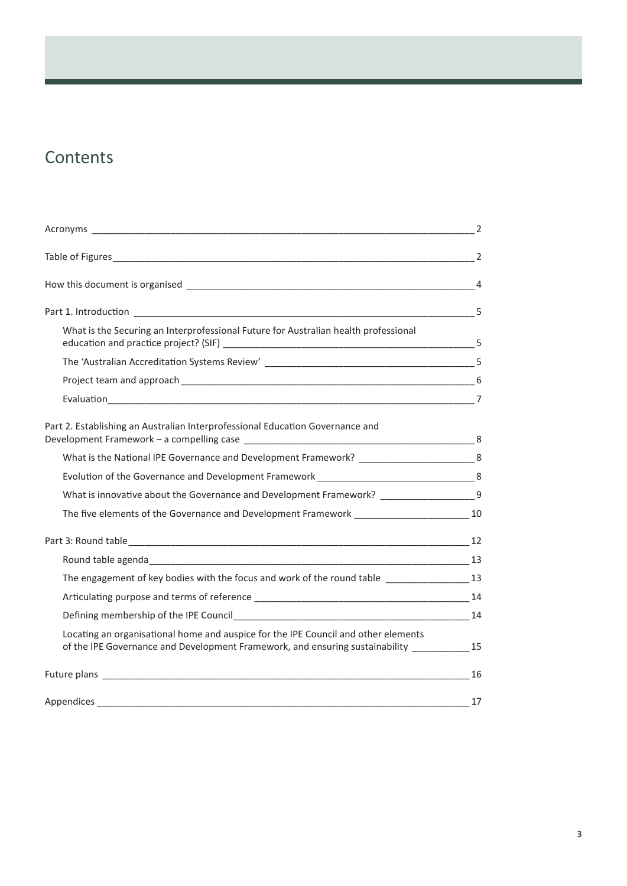# Contents

- Acronyms — 2
- Table of Figures — 2
- How this document is organised — 4
- Part 1. Introduction — 5
  - What is the Securing an Interprofessional Future for Australian health professional education and practice project? (SIF) — 5
  - The 'Australian Accreditation Systems Review' — 5
  - Project team and approach — 6
  - Evaluation — 7
- Part 2. Establishing an Australian Interprofessional Education Governance and Development Framework – a compelling case — 8
  - What is the National IPE Governance and Development Framework? — 8
  - Evolution of the Governance and Development Framework — 8
  - What is innovative about the Governance and Development Framework? — 9
  - The five elements of the Governance and Development Framework — 10
- Part 3: Round table — 12
  - Round table agenda — 13
  - The engagement of key bodies with the focus and work of the round table — 13
  - Articulating purpose and terms of reference — 14
  - Defining membership of the IPE Council — 14
  - Locating an organisational home and auspice for the IPE Council and other elements of the IPE Governance and Development Framework, and ensuring sustainability — 15
- Future plans — 16
- Appendices — 17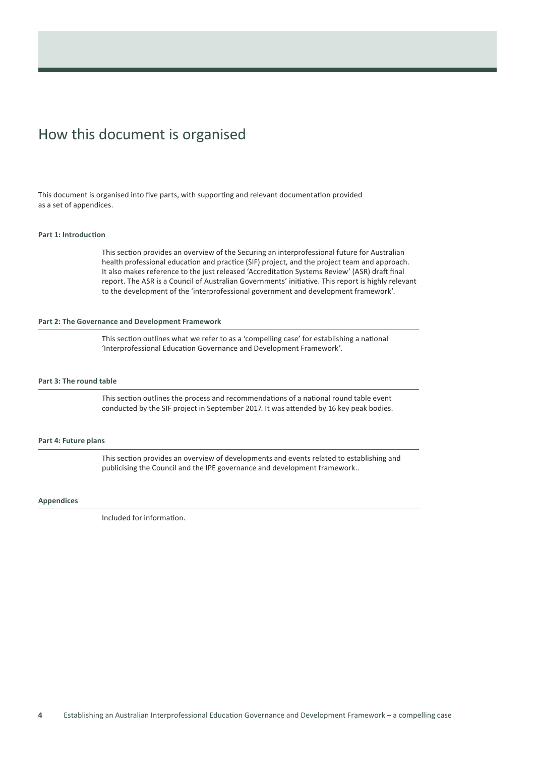# How this document is organised

This document is organised into five parts, with supporting and relevant documentation provided as a set of appendices.

### Part 1: Introduction

This section provides an overview of the Securing an interprofessional future for Australian health professional education and practice (SIF) project, and the project team and approach. It also makes reference to the just released 'Accreditation Systems Review' (ASR) draft final report. The ASR is a Council of Australian Governments' initiative. This report is highly relevant to the development of the 'interprofessional government and development framework'.

### Part 2: The Governance and Development Framework

This section outlines what we refer to as a 'compelling case' for establishing a national 'Interprofessional Education Governance and Development Framework'.

### Part 3: The round table

This section outlines the process and recommendations of a national round table event conducted by the SIF project in September 2017. It was attended by 16 key peak bodies.

### Part 4: Future plans

This section provides an overview of developments and events related to establishing and publicising the Council and the IPE governance and development framework..

### Appendices

Included for information.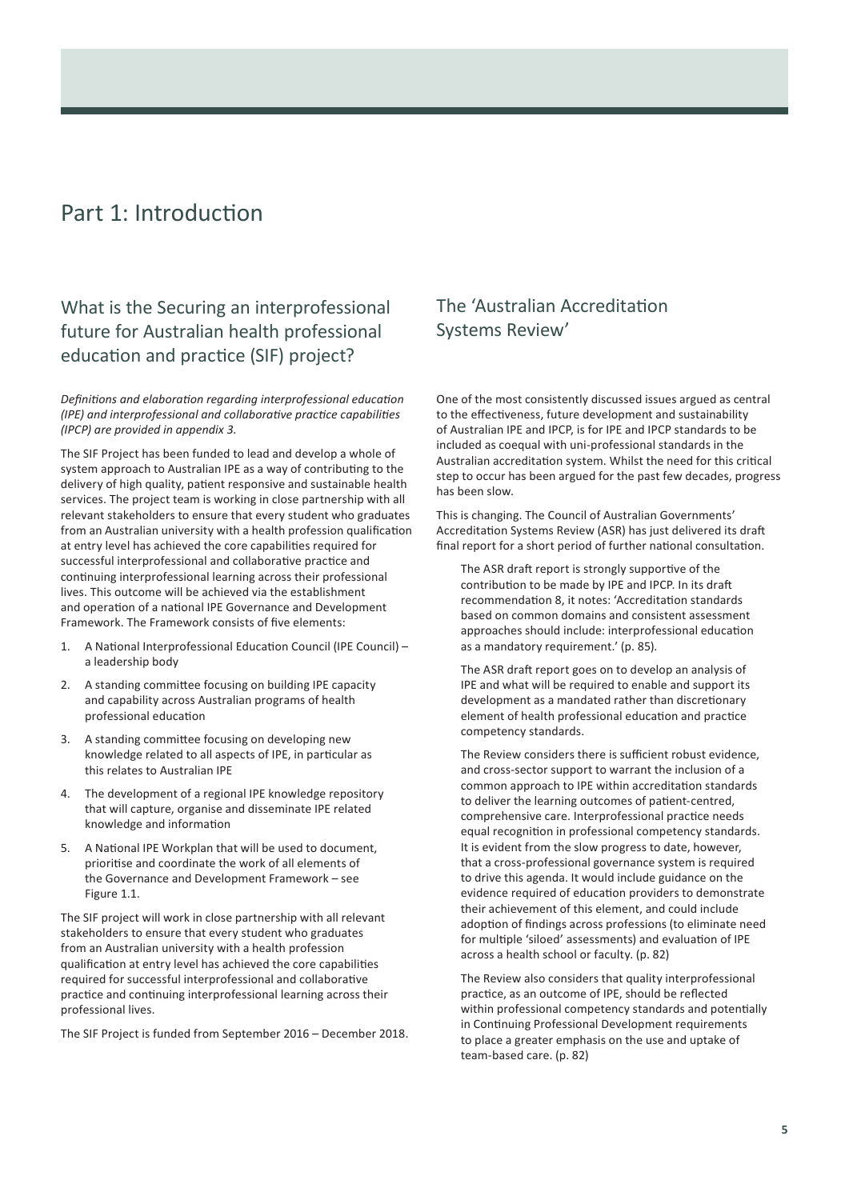# Part 1: Introduction

## What is the Securing an interprofessional future for Australian health professional education and practice (SIF) project?

*Definitions and elaboration regarding interprofessional education (IPE) and interprofessional and collaborative practice capabilities (IPCP) are provided in appendix 3.*

The SIF Project has been funded to lead and develop a whole of system approach to Australian IPE as a way of contributing to the delivery of high quality, patient responsive and sustainable health services. The project team is working in close partnership with all relevant stakeholders to ensure that every student who graduates from an Australian university with a health profession qualification at entry level has achieved the core capabilities required for successful interprofessional and collaborative practice and continuing interprofessional learning across their professional lives. This outcome will be achieved via the establishment and operation of a national IPE Governance and Development Framework. The Framework consists of five elements:

1. A National Interprofessional Education Council (IPE Council) – a leadership body
2. A standing committee focusing on building IPE capacity and capability across Australian programs of health professional education
3. A standing committee focusing on developing new knowledge related to all aspects of IPE, in particular as this relates to Australian IPE
4. The development of a regional IPE knowledge repository that will capture, organise and disseminate IPE related knowledge and information
5. A National IPE Workplan that will be used to document, prioritise and coordinate the work of all elements of the Governance and Development Framework – see Figure 1.1.

The SIF project will work in close partnership with all relevant stakeholders to ensure that every student who graduates from an Australian university with a health profession qualification at entry level has achieved the core capabilities required for successful interprofessional and collaborative practice and continuing interprofessional learning across their professional lives.

The SIF Project is funded from September 2016 – December 2018.

## The 'Australian Accreditation Systems Review'

One of the most consistently discussed issues argued as central to the effectiveness, future development and sustainability of Australian IPE and IPCP, is for IPE and IPCP standards to be included as coequal with uni-professional standards in the Australian accreditation system. Whilst the need for this critical step to occur has been argued for the past few decades, progress has been slow.

This is changing. The Council of Australian Governments' Accreditation Systems Review (ASR) has just delivered its draft final report for a short period of further national consultation.

> The ASR draft report is strongly supportive of the contribution to be made by IPE and IPCP. In its draft recommendation 8, it notes: 'Accreditation standards based on common domains and consistent assessment approaches should include: interprofessional education as a mandatory requirement.' (p. 85).
>
> The ASR draft report goes on to develop an analysis of IPE and what will be required to enable and support its development as a mandated rather than discretionary element of health professional education and practice competency standards.
>
> The Review considers there is sufficient robust evidence, and cross-sector support to warrant the inclusion of a common approach to IPE within accreditation standards to deliver the learning outcomes of patient-centred, comprehensive care. Interprofessional practice needs equal recognition in professional competency standards. It is evident from the slow progress to date, however, that a cross-professional governance system is required to drive this agenda. It would include guidance on the evidence required of education providers to demonstrate their achievement of this element, and could include adoption of findings across professions (to eliminate need for multiple 'siloed' assessments) and evaluation of IPE across a health school or faculty. (p. 82)
>
> The Review also considers that quality interprofessional practice, as an outcome of IPE, should be reflected within professional competency standards and potentially in Continuing Professional Development requirements to place a greater emphasis on the use and uptake of team-based care. (p. 82)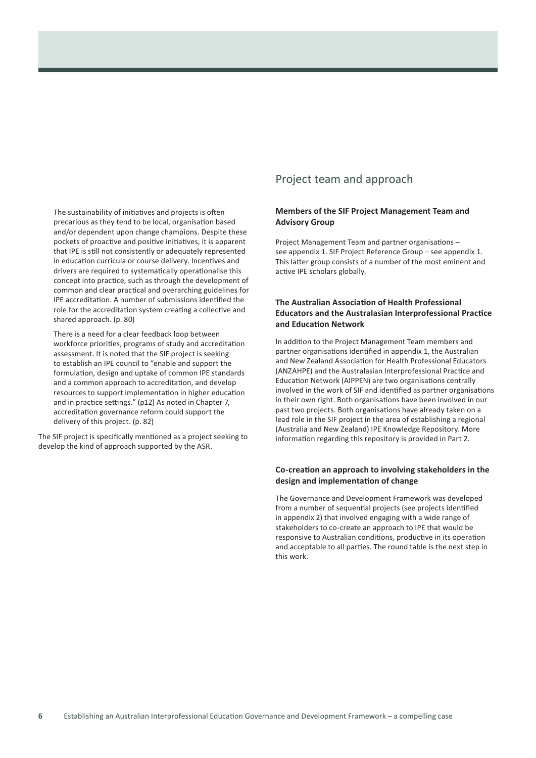> The sustainability of initiatives and projects is often precarious as they tend to be local, organisation based and/or dependent upon change champions. Despite these pockets of proactive and positive initiatives, it is apparent that IPE is still not consistently or adequately represented in education curricula or course delivery. Incentives and drivers are required to systematically operationalise this concept into practice, such as through the development of common and clear practical and overarching guidelines for IPE accreditation. A number of submissions identified the role for the accreditation system creating a collective and shared approach. (p. 80)
>
> There is a need for a clear feedback loop between workforce priorities, programs of study and accreditation assessment. It is noted that the SIF project is seeking to establish an IPE council to "enable and support the formulation, design and uptake of common IPE standards and a common approach to accreditation, and develop resources to support implementation in higher education and in practice settings." (p12) As noted in Chapter 7, accreditation governance reform could support the delivery of this project. (p. 82)

The SIF project is specifically mentioned as a project seeking to develop the kind of approach supported by the ASR.

## Project team and approach

### Members of the SIF Project Management Team and Advisory Group

Project Management Team and partner organisations – see appendix 1. SIF Project Reference Group – see appendix 1. This latter group consists of a number of the most eminent and active IPE scholars globally.

### The Australian Association of Health Professional Educators and the Australasian Interprofessional Practice and Education Network

In addition to the Project Management Team members and partner organisations identified in appendix 1, the Australian and New Zealand Association for Health Professional Educators (ANZAHPE) and the Australasian Interprofessional Practice and Education Network (AIPPEN) are two organisations centrally involved in the work of SIF and identified as partner organisations in their own right. Both organisations have been involved in our past two projects. Both organisations have already taken on a lead role in the SIF project in the area of establishing a regional (Australia and New Zealand) IPE Knowledge Repository. More information regarding this repository is provided in Part 2.

### Co-creation an approach to involving stakeholders in the design and implementation of change

The Governance and Development Framework was developed from a number of sequential projects (see projects identified in appendix 2) that involved engaging with a wide range of stakeholders to co-create an approach to IPE that would be responsive to Australian conditions, productive in its operation and acceptable to all parties. The round table is the next step in this work.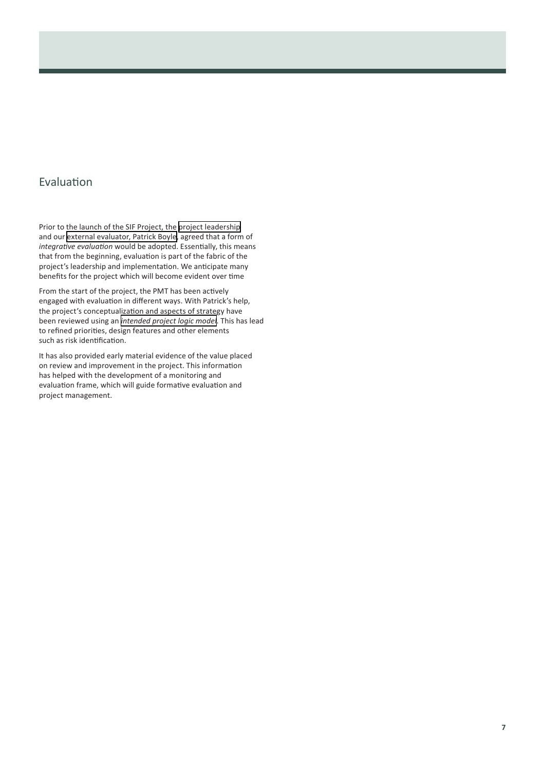## Evaluation

Prior to the launch of the SIF Project, the project leadership and our external evaluator, Patrick Boyle, agreed that a form of *integrative evaluation* would be adopted. Essentially, this means that from the beginning, evaluation is part of the fabric of the project's leadership and implementation. We anticipate many benefits for the project which will become evident over time

From the start of the project, the PMT has been actively engaged with evaluation in different ways. With Patrick's help, the project's conceptualization and aspects of strategy have been reviewed using an *intended project logic model*. This has lead to refined priorities, design features and other elements such as risk identification.

It has also provided early material evidence of the value placed on review and improvement in the project. This information has helped with the development of a monitoring and evaluation frame, which will guide formative evaluation and project management.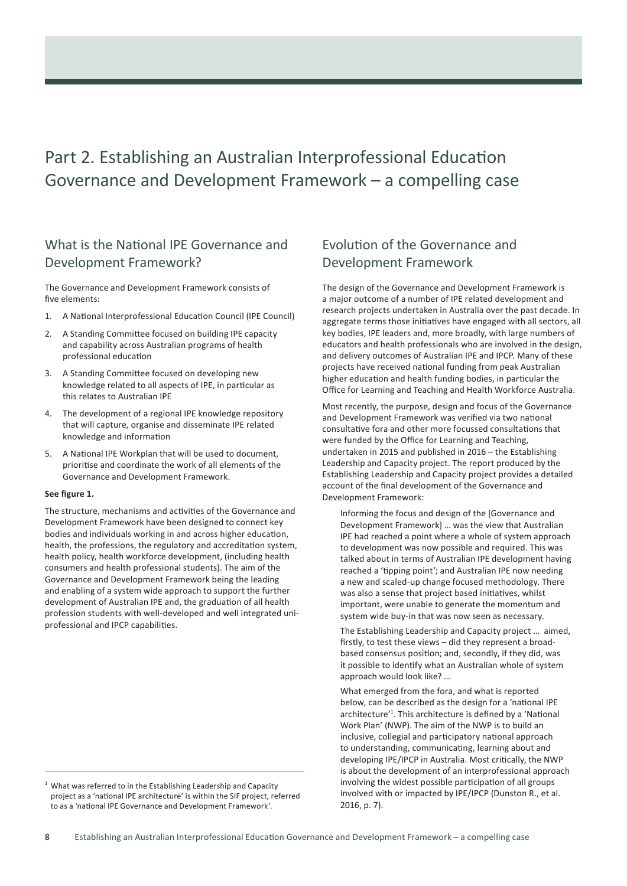# Part 2. Establishing an Australian Interprofessional Education Governance and Development Framework – a compelling case

## What is the National IPE Governance and Development Framework?

The Governance and Development Framework consists of five elements:

1. A National Interprofessional Education Council (IPE Council)
2. A Standing Committee focused on building IPE capacity and capability across Australian programs of health professional education
3. A Standing Committee focused on developing new knowledge related to all aspects of IPE, in particular as this relates to Australian IPE
4. The development of a regional IPE knowledge repository that will capture, organise and disseminate IPE related knowledge and information
5. A National IPE Workplan that will be used to document, prioritise and coordinate the work of all elements of the Governance and Development Framework.

**See figure 1.**

The structure, mechanisms and activities of the Governance and Development Framework have been designed to connect key bodies and individuals working in and across higher education, health, the professions, the regulatory and accreditation system, health policy, health workforce development, (including health consumers and health professional students). The aim of the Governance and Development Framework being the leading and enabling of a system wide approach to support the further development of Australian IPE and, the graduation of all health profession students with well-developed and well integrated uni-professional and IPCP capabilities.

## Evolution of the Governance and Development Framework

The design of the Governance and Development Framework is a major outcome of a number of IPE related development and research projects undertaken in Australia over the past decade. In aggregate terms those initiatives have engaged with all sectors, all key bodies, IPE leaders and, more broadly, with large numbers of educators and health professionals who are involved in the design, and delivery outcomes of Australian IPE and IPCP. Many of these projects have received national funding from peak Australian higher education and health funding bodies, in particular the Office for Learning and Teaching and Health Workforce Australia.

Most recently, the purpose, design and focus of the Governance and Development Framework was verified via two national consultative fora and other more focussed consultations that were funded by the Office for Learning and Teaching, undertaken in 2015 and published in 2016 – the Establishing Leadership and Capacity project. The report produced by the Establishing Leadership and Capacity project provides a detailed account of the final development of the Governance and Development Framework:

> Informing the focus and design of the [Governance and Development Framework] … was the view that Australian IPE had reached a point where a whole of system approach to development was now possible and required. This was talked about in terms of Australian IPE development having reached a 'tipping point'; and Australian IPE now needing a new and scaled-up change focused methodology. There was also a sense that project based initiatives, whilst important, were unable to generate the momentum and system wide buy-in that was now seen as necessary.
>
> The Establishing Leadership and Capacity project … aimed, firstly, to test these views – did they represent a broad-based consensus position; and, secondly, if they did, was it possible to identify what an Australian whole of system approach would look like? …
>
> What emerged from the fora, and what is reported below, can be described as the design for a 'national IPE architecture'[1]. This architecture is defined by a 'National Work Plan' (NWP). The aim of the NWP is to build an inclusive, collegial and participatory national approach to understanding, communicating, learning about and developing IPE/IPCP in Australia. Most critically, the NWP is about the development of an interprofessional approach involving the widest possible participation of all groups involved with or impacted by IPE/IPCP (Dunston R., et al. 2016, p. 7).

---

[1] What was referred to in the Establishing Leadership and Capacity project as a 'national IPE architecture' is within the SIF project, referred to as a 'national IPE Governance and Development Framework'.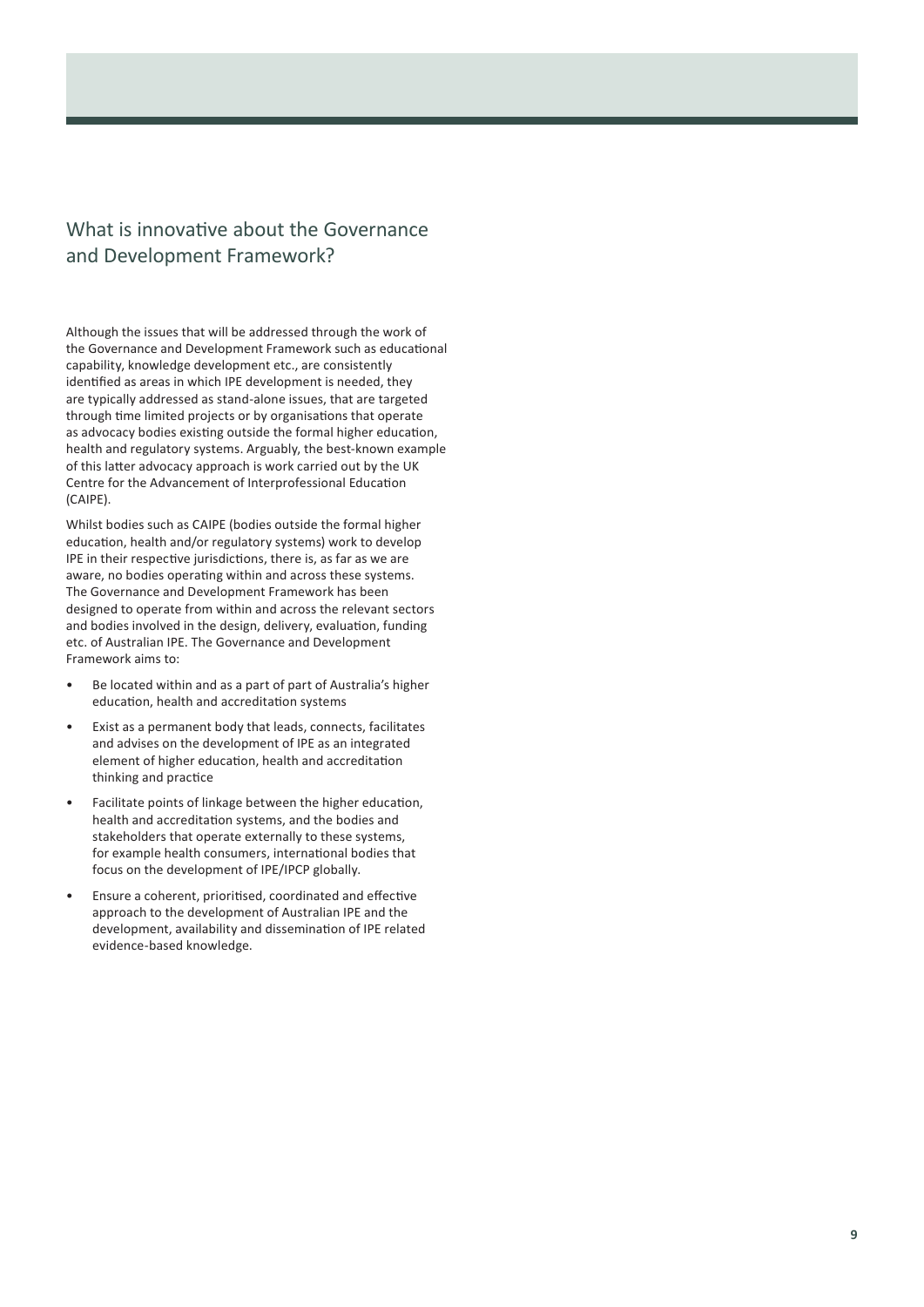## What is innovative about the Governance and Development Framework?

Although the issues that will be addressed through the work of the Governance and Development Framework such as educational capability, knowledge development etc., are consistently identified as areas in which IPE development is needed, they are typically addressed as stand-alone issues, that are targeted through time limited projects or by organisations that operate as advocacy bodies existing outside the formal higher education, health and regulatory systems. Arguably, the best-known example of this latter advocacy approach is work carried out by the UK Centre for the Advancement of Interprofessional Education (CAIPE).

Whilst bodies such as CAIPE (bodies outside the formal higher education, health and/or regulatory systems) work to develop IPE in their respective jurisdictions, there is, as far as we are aware, no bodies operating within and across these systems. The Governance and Development Framework has been designed to operate from within and across the relevant sectors and bodies involved in the design, delivery, evaluation, funding etc. of Australian IPE. The Governance and Development Framework aims to:

- Be located within and as a part of part of Australia's higher education, health and accreditation systems
- Exist as a permanent body that leads, connects, facilitates and advises on the development of IPE as an integrated element of higher education, health and accreditation thinking and practice
- Facilitate points of linkage between the higher education, health and accreditation systems, and the bodies and stakeholders that operate externally to these systems, for example health consumers, international bodies that focus on the development of IPE/IPCP globally.
- Ensure a coherent, prioritised, coordinated and effective approach to the development of Australian IPE and the development, availability and dissemination of IPE related evidence-based knowledge.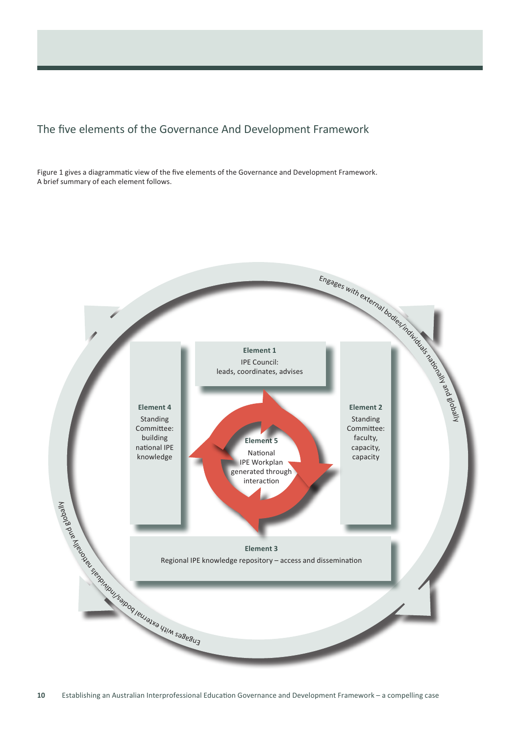## The five elements of the Governance And Development Framework

Figure 1 gives a diagrammatic view of the five elements of the Governance and Development Framework. A brief summary of each element follows.

Engages with external bodies/individuals nationally and globally

**Element 1**
IPE Council:
leads, coordinates, advises

**Element 4**
Standing Committee: building national IPE knowledge

**Element 5**
National IPE Workplan generated through interaction

**Element 2**
Standing Committee: faculty, capacity, capacity

**Element 3**
Regional IPE knowledge repository – access and dissemination

Engages with external bodies/individuals nationally and globally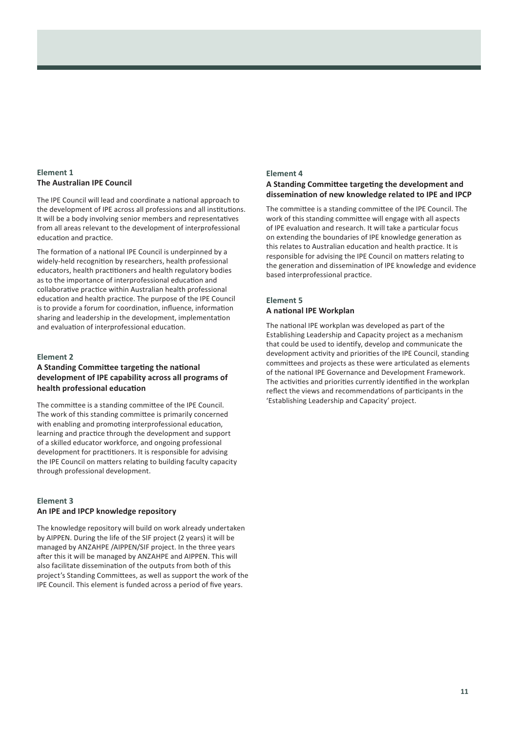### Element 1
### The Australian IPE Council

The IPE Council will lead and coordinate a national approach to the development of IPE across all professions and all institutions. It will be a body involving senior members and representatives from all areas relevant to the development of interprofessional education and practice.

The formation of a national IPE Council is underpinned by a widely-held recognition by researchers, health professional educators, health practitioners and health regulatory bodies as to the importance of interprofessional education and collaborative practice within Australian health professional education and health practice. The purpose of the IPE Council is to provide a forum for coordination, influence, information sharing and leadership in the development, implementation and evaluation of interprofessional education.

### Element 2
### A Standing Committee targeting the national development of IPE capability across all programs of health professional education

The committee is a standing committee of the IPE Council. The work of this standing committee is primarily concerned with enabling and promoting interprofessional education, learning and practice through the development and support of a skilled educator workforce, and ongoing professional development for practitioners. It is responsible for advising the IPE Council on matters relating to building faculty capacity through professional development.

### Element 3
### An IPE and IPCP knowledge repository

The knowledge repository will build on work already undertaken by AIPPEN. During the life of the SIF project (2 years) it will be managed by ANZAHPE /AIPPEN/SIF project. In the three years after this it will be managed by ANZAHPE and AIPPEN. This will also facilitate dissemination of the outputs from both of this project's Standing Committees, as well as support the work of the IPE Council. This element is funded across a period of five years.

### Element 4
### A Standing Committee targeting the development and dissemination of new knowledge related to IPE and IPCP

The committee is a standing committee of the IPE Council. The work of this standing committee will engage with all aspects of IPE evaluation and research. It will take a particular focus on extending the boundaries of IPE knowledge generation as this relates to Australian education and health practice. It is responsible for advising the IPE Council on matters relating to the generation and dissemination of IPE knowledge and evidence based interprofessional practice.

### Element 5
### A national IPE Workplan

The national IPE workplan was developed as part of the Establishing Leadership and Capacity project as a mechanism that could be used to identify, develop and communicate the development activity and priorities of the IPE Council, standing committees and projects as these were articulated as elements of the national IPE Governance and Development Framework. The activities and priorities currently identified in the workplan reflect the views and recommendations of participants in the 'Establishing Leadership and Capacity' project.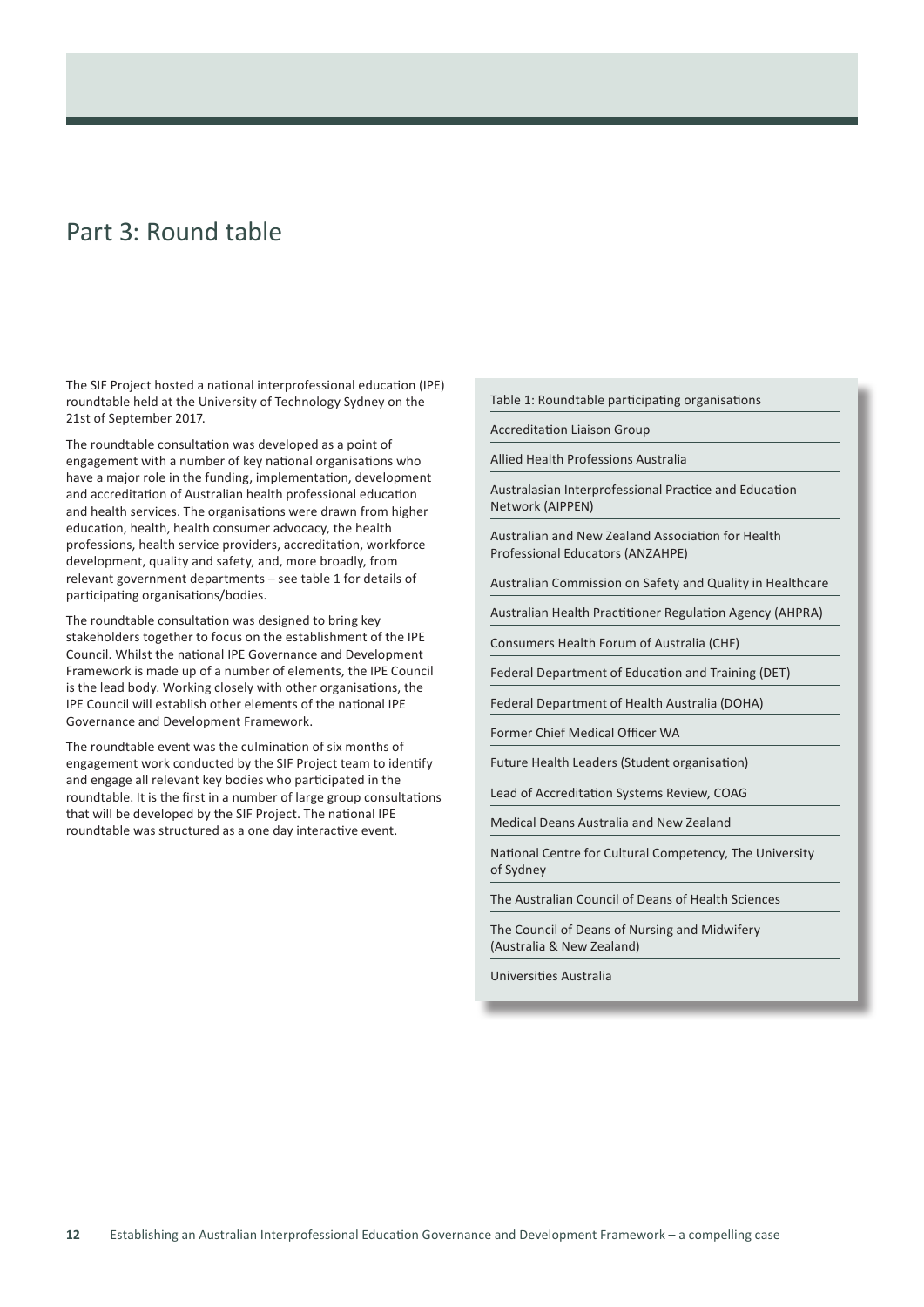# Part 3: Round table

The SIF Project hosted a national interprofessional education (IPE) roundtable held at the University of Technology Sydney on the 21st of September 2017.

The roundtable consultation was developed as a point of engagement with a number of key national organisations who have a major role in the funding, implementation, development and accreditation of Australian health professional education and health services. The organisations were drawn from higher education, health, health consumer advocacy, the health professions, health service providers, accreditation, workforce development, quality and safety, and, more broadly, from relevant government departments – see table 1 for details of participating organisations/bodies.

The roundtable consultation was designed to bring key stakeholders together to focus on the establishment of the IPE Council. Whilst the national IPE Governance and Development Framework is made up of a number of elements, the IPE Council is the lead body. Working closely with other organisations, the IPE Council will establish other elements of the national IPE Governance and Development Framework.

The roundtable event was the culmination of six months of engagement work conducted by the SIF Project team to identify and engage all relevant key bodies who participated in the roundtable. It is the first in a number of large group consultations that will be developed by the SIF Project. The national IPE roundtable was structured as a one day interactive event.

| Table 1: Roundtable participating organisations |
|---|
| Accreditation Liaison Group |
| Allied Health Professions Australia |
| Australasian Interprofessional Practice and Education Network (AIPPEN) |
| Australian and New Zealand Association for Health Professional Educators (ANZAHPE) |
| Australian Commission on Safety and Quality in Healthcare |
| Australian Health Practitioner Regulation Agency (AHPRA) |
| Consumers Health Forum of Australia (CHF) |
| Federal Department of Education and Training (DET) |
| Federal Department of Health Australia (DOHA) |
| Former Chief Medical Officer WA |
| Future Health Leaders (Student organisation) |
| Lead of Accreditation Systems Review, COAG |
| Medical Deans Australia and New Zealand |
| National Centre for Cultural Competency, The University of Sydney |
| The Australian Council of Deans of Health Sciences |
| The Council of Deans of Nursing and Midwifery (Australia & New Zealand) |
| Universities Australia |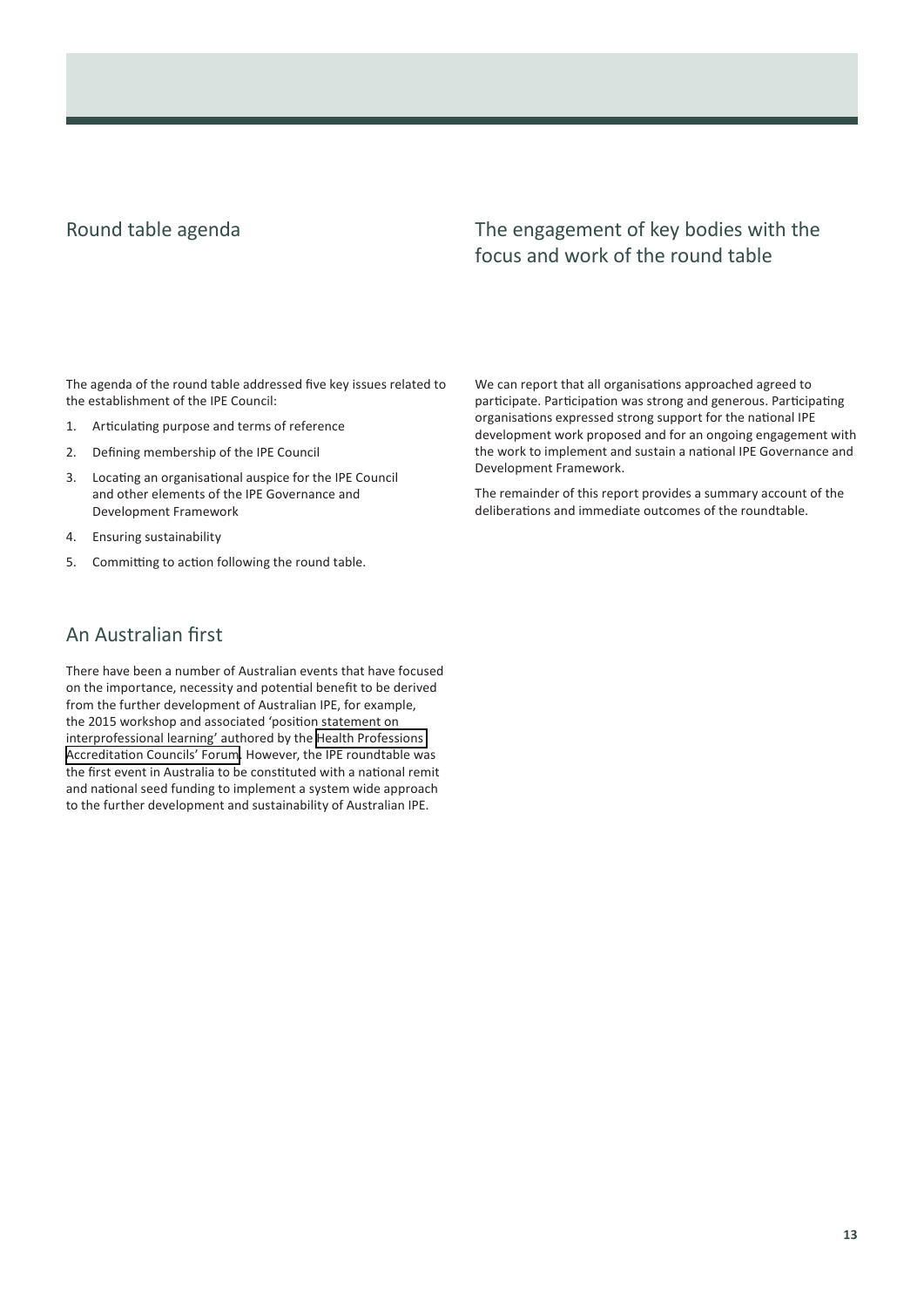## Round table agenda

The agenda of the round table addressed five key issues related to the establishment of the IPE Council:

1. Articulating purpose and terms of reference
2. Defining membership of the IPE Council
3. Locating an organisational auspice for the IPE Council and other elements of the IPE Governance and Development Framework
4. Ensuring sustainability
5. Committing to action following the round table.

## An Australian first

There have been a number of Australian events that have focused on the importance, necessity and potential benefit to be derived from the further development of Australian IPE, for example, the 2015 workshop and associated 'position statement on interprofessional learning' authored by the Health Professions Accreditation Councils' Forum. However, the IPE roundtable was the first event in Australia to be constituted with a national remit and national seed funding to implement a system wide approach to the further development and sustainability of Australian IPE.

## The engagement of key bodies with the focus and work of the round table

We can report that all organisations approached agreed to participate. Participation was strong and generous. Participating organisations expressed strong support for the national IPE development work proposed and for an ongoing engagement with the work to implement and sustain a national IPE Governance and Development Framework.

The remainder of this report provides a summary account of the deliberations and immediate outcomes of the roundtable.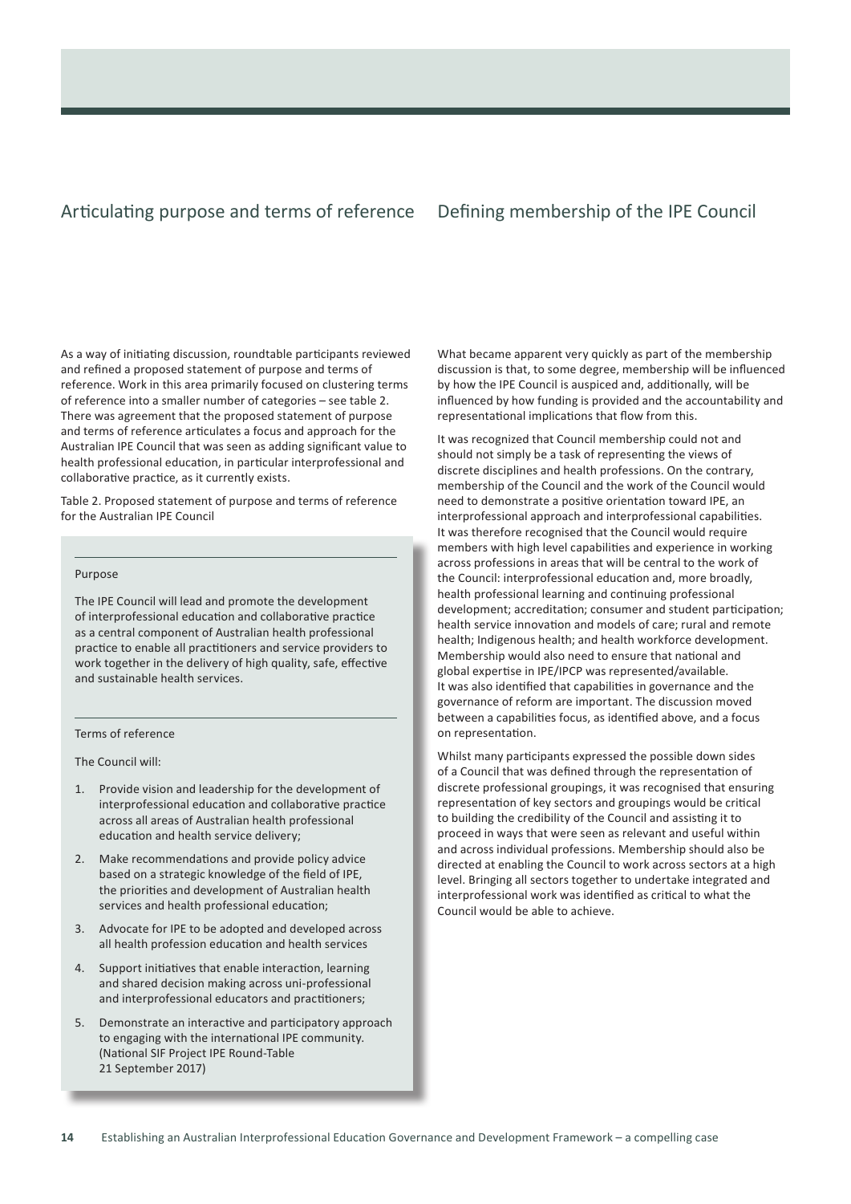## Articulating purpose and terms of reference

As a way of initiating discussion, roundtable participants reviewed and refined a proposed statement of purpose and terms of reference. Work in this area primarily focused on clustering terms of reference into a smaller number of categories – see table 2. There was agreement that the proposed statement of purpose and terms of reference articulates a focus and approach for the Australian IPE Council that was seen as adding significant value to health professional education, in particular interprofessional and collaborative practice, as it currently exists.

Table 2. Proposed statement of purpose and terms of reference for the Australian IPE Council

**Purpose**

The IPE Council will lead and promote the development of interprofessional education and collaborative practice as a central component of Australian health professional practice to enable all practitioners and service providers to work together in the delivery of high quality, safe, effective and sustainable health services.

**Terms of reference**

The Council will:

1. Provide vision and leadership for the development of interprofessional education and collaborative practice across all areas of Australian health professional education and health service delivery;
2. Make recommendations and provide policy advice based on a strategic knowledge of the field of IPE, the priorities and development of Australian health services and health professional education;
3. Advocate for IPE to be adopted and developed across all health profession education and health services
4. Support initiatives that enable interaction, learning and shared decision making across uni-professional and interprofessional educators and practitioners;
5. Demonstrate an interactive and participatory approach to engaging with the international IPE community. (National SIF Project IPE Round-Table 21 September 2017)

## Defining membership of the IPE Council

What became apparent very quickly as part of the membership discussion is that, to some degree, membership will be influenced by how the IPE Council is auspiced and, additionally, will be influenced by how funding is provided and the accountability and representational implications that flow from this.

It was recognized that Council membership could not and should not simply be a task of representing the views of discrete disciplines and health professions. On the contrary, membership of the Council and the work of the Council would need to demonstrate a positive orientation toward IPE, an interprofessional approach and interprofessional capabilities. It was therefore recognised that the Council would require members with high level capabilities and experience in working across professions in areas that will be central to the work of the Council: interprofessional education and, more broadly, health professional learning and continuing professional development; accreditation; consumer and student participation; health service innovation and models of care; rural and remote health; Indigenous health; and health workforce development. Membership would also need to ensure that national and global expertise in IPE/IPCP was represented/available. It was also identified that capabilities in governance and the governance of reform are important. The discussion moved between a capabilities focus, as identified above, and a focus on representation.

Whilst many participants expressed the possible down sides of a Council that was defined through the representation of discrete professional groupings, it was recognised that ensuring representation of key sectors and groupings would be critical to building the credibility of the Council and assisting it to proceed in ways that were seen as relevant and useful within and across individual professions. Membership should also be directed at enabling the Council to work across sectors at a high level. Bringing all sectors together to undertake integrated and interprofessional work was identified as critical to what the Council would be able to achieve.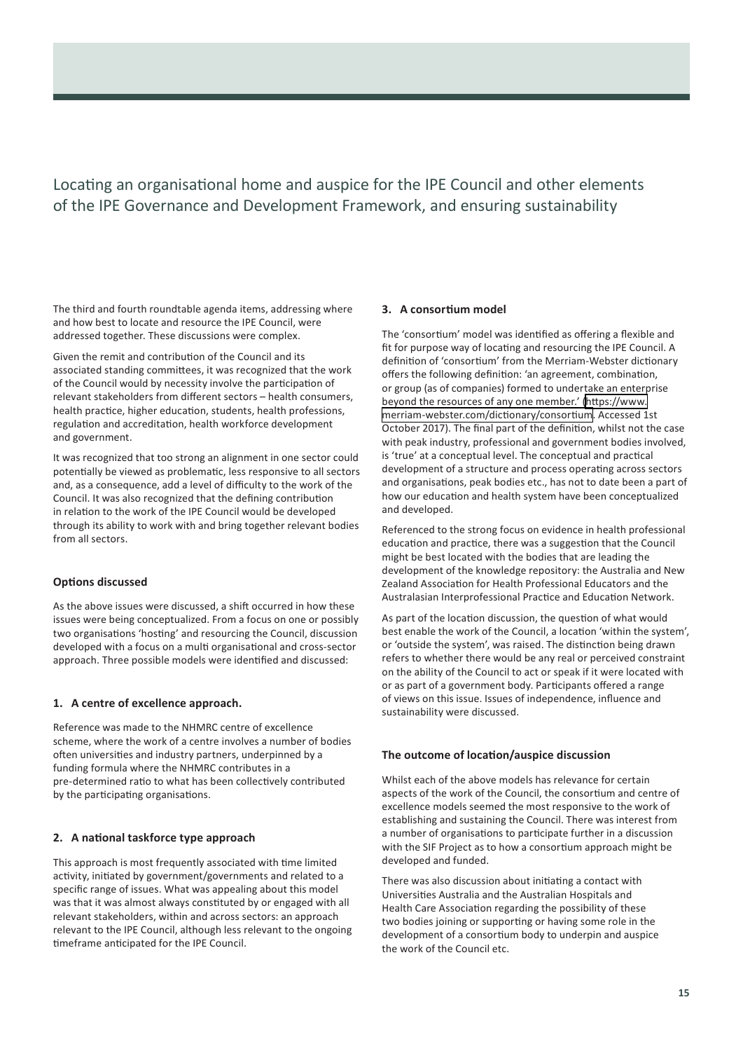## Locating an organisational home and auspice for the IPE Council and other elements of the IPE Governance and Development Framework, and ensuring sustainability

The third and fourth roundtable agenda items, addressing where and how best to locate and resource the IPE Council, were addressed together. These discussions were complex.

Given the remit and contribution of the Council and its associated standing committees, it was recognized that the work of the Council would by necessity involve the participation of relevant stakeholders from different sectors – health consumers, health practice, higher education, students, health professions, regulation and accreditation, health workforce development and government.

It was recognized that too strong an alignment in one sector could potentially be viewed as problematic, less responsive to all sectors and, as a consequence, add a level of difficulty to the work of the Council. It was also recognized that the defining contribution in relation to the work of the IPE Council would be developed through its ability to work with and bring together relevant bodies from all sectors.

**Options discussed**

As the above issues were discussed, a shift occurred in how these issues were being conceptualized. From a focus on one or possibly two organisations 'hosting' and resourcing the Council, discussion developed with a focus on a multi organisational and cross-sector approach. Three possible models were identified and discussed:

**1. A centre of excellence approach.**

Reference was made to the NHMRC centre of excellence scheme, where the work of a centre involves a number of bodies often universities and industry partners, underpinned by a funding formula where the NHMRC contributes in a pre-determined ratio to what has been collectively contributed by the participating organisations.

**2. A national taskforce type approach**

This approach is most frequently associated with time limited activity, initiated by government/governments and related to a specific range of issues. What was appealing about this model was that it was almost always constituted by or engaged with all relevant stakeholders, within and across sectors: an approach relevant to the IPE Council, although less relevant to the ongoing timeframe anticipated for the IPE Council.

**3. A consortium model**

The 'consortium' model was identified as offering a flexible and fit for purpose way of locating and resourcing the IPE Council. A definition of 'consortium' from the Merriam-Webster dictionary offers the following definition: 'an agreement, combination, or group (as of companies) formed to undertake an enterprise beyond the resources of any one member.' (https://www.merriam-webster.com/dictionary/consortium. Accessed 1st October 2017). The final part of the definition, whilst not the case with peak industry, professional and government bodies involved, is 'true' at a conceptual level. The conceptual and practical development of a structure and process operating across sectors and organisations, peak bodies etc., has not to date been a part of how our education and health system have been conceptualized and developed.

Referenced to the strong focus on evidence in health professional education and practice, there was a suggestion that the Council might be best located with the bodies that are leading the development of the knowledge repository: the Australia and New Zealand Association for Health Professional Educators and the Australasian Interprofessional Practice and Education Network.

As part of the location discussion, the question of what would best enable the work of the Council, a location 'within the system', or 'outside the system', was raised. The distinction being drawn refers to whether there would be any real or perceived constraint on the ability of the Council to act or speak if it were located with or as part of a government body. Participants offered a range of views on this issue. Issues of independence, influence and sustainability were discussed.

**The outcome of location/auspice discussion**

Whilst each of the above models has relevance for certain aspects of the work of the Council, the consortium and centre of excellence models seemed the most responsive to the work of establishing and sustaining the Council. There was interest from a number of organisations to participate further in a discussion with the SIF Project as to how a consortium approach might be developed and funded.

There was also discussion about initiating a contact with Universities Australia and the Australian Hospitals and Health Care Association regarding the possibility of these two bodies joining or supporting or having some role in the development of a consortium body to underpin and auspice the work of the Council etc.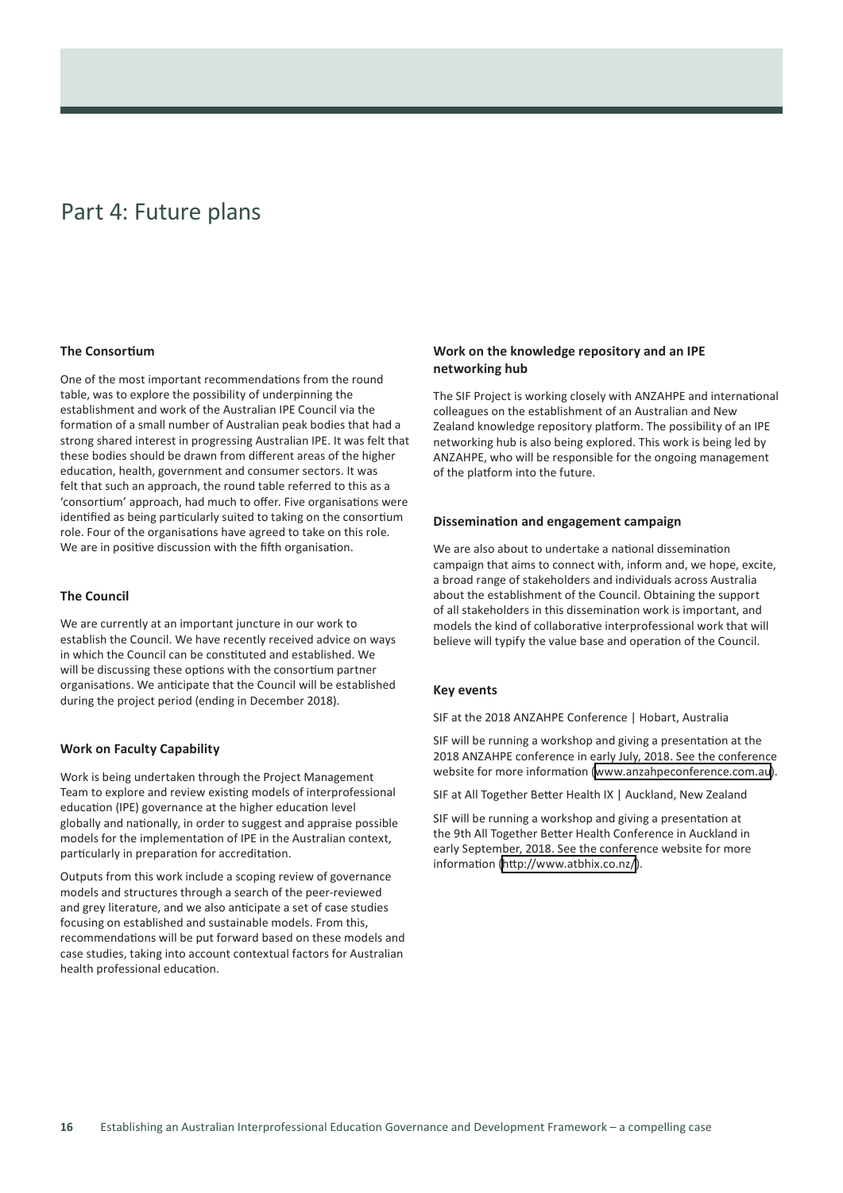# Part 4: Future plans

### The Consortium

One of the most important recommendations from the round table, was to explore the possibility of underpinning the establishment and work of the Australian IPE Council via the formation of a small number of Australian peak bodies that had a strong shared interest in progressing Australian IPE. It was felt that these bodies should be drawn from different areas of the higher education, health, government and consumer sectors. It was felt that such an approach, the round table referred to this as a 'consortium' approach, had much to offer. Five organisations were identified as being particularly suited to taking on the consortium role. Four of the organisations have agreed to take on this role. We are in positive discussion with the fifth organisation.

### The Council

We are currently at an important juncture in our work to establish the Council. We have recently received advice on ways in which the Council can be constituted and established. We will be discussing these options with the consortium partner organisations. We anticipate that the Council will be established during the project period (ending in December 2018).

### Work on Faculty Capability

Work is being undertaken through the Project Management Team to explore and review existing models of interprofessional education (IPE) governance at the higher education level globally and nationally, in order to suggest and appraise possible models for the implementation of IPE in the Australian context, particularly in preparation for accreditation.

Outputs from this work include a scoping review of governance models and structures through a search of the peer-reviewed and grey literature, and we also anticipate a set of case studies focusing on established and sustainable models. From this, recommendations will be put forward based on these models and case studies, taking into account contextual factors for Australian health professional education.

### Work on the knowledge repository and an IPE networking hub

The SIF Project is working closely with ANZAHPE and international colleagues on the establishment of an Australian and New Zealand knowledge repository platform. The possibility of an IPE networking hub is also being explored. This work is being led by ANZAHPE, who will be responsible for the ongoing management of the platform into the future.

### Dissemination and engagement campaign

We are also about to undertake a national dissemination campaign that aims to connect with, inform and, we hope, excite, a broad range of stakeholders and individuals across Australia about the establishment of the Council. Obtaining the support of all stakeholders in this dissemination work is important, and models the kind of collaborative interprofessional work that will believe will typify the value base and operation of the Council.

### Key events

SIF at the 2018 ANZAHPE Conference | Hobart, Australia

SIF will be running a workshop and giving a presentation at the 2018 ANZAHPE conference in early July, 2018. See the conference website for more information (www.anzahpeconference.com.au).

SIF at All Together Better Health IX | Auckland, New Zealand

SIF will be running a workshop and giving a presentation at the 9th All Together Better Health Conference in Auckland in early September, 2018. See the conference website for more information (http://www.atbhix.co.nz/).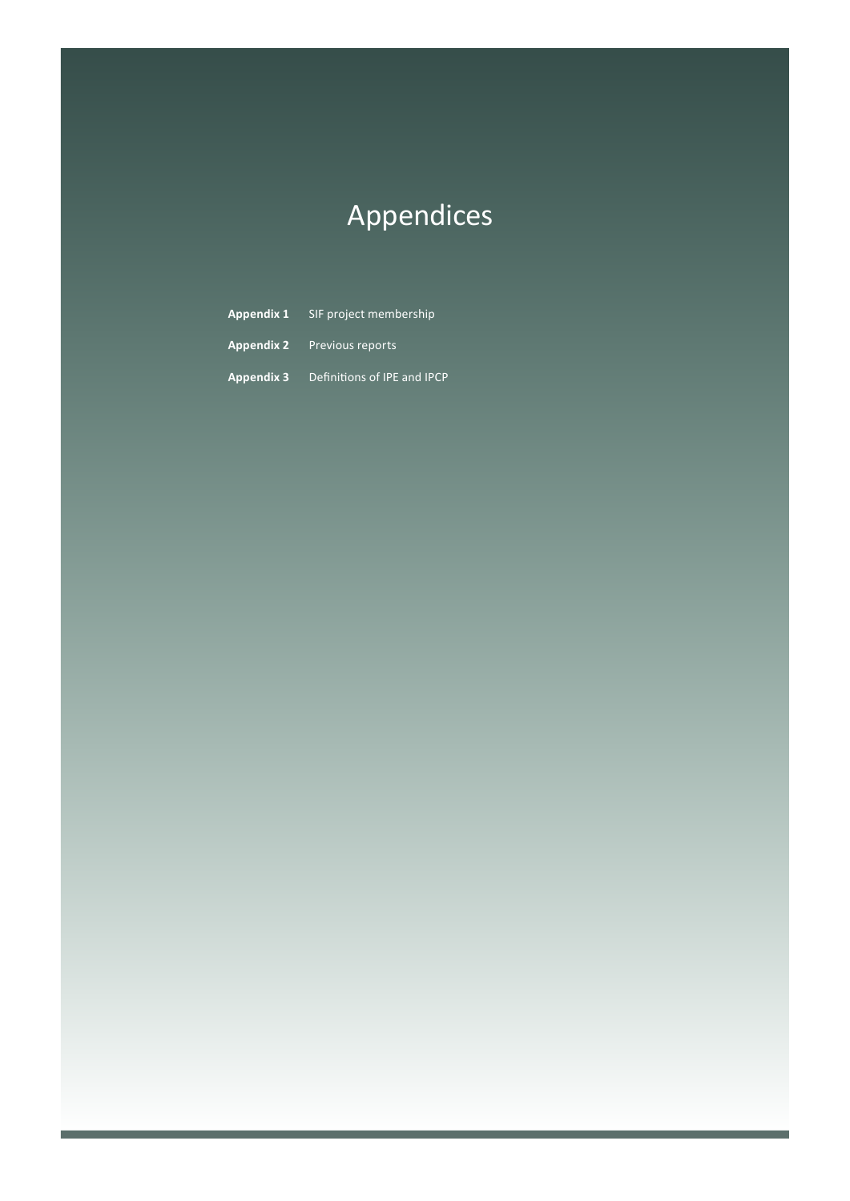# Appendices

**Appendix 1** SIF project membership

**Appendix 2** Previous reports

**Appendix 3** Definitions of IPE and IPCP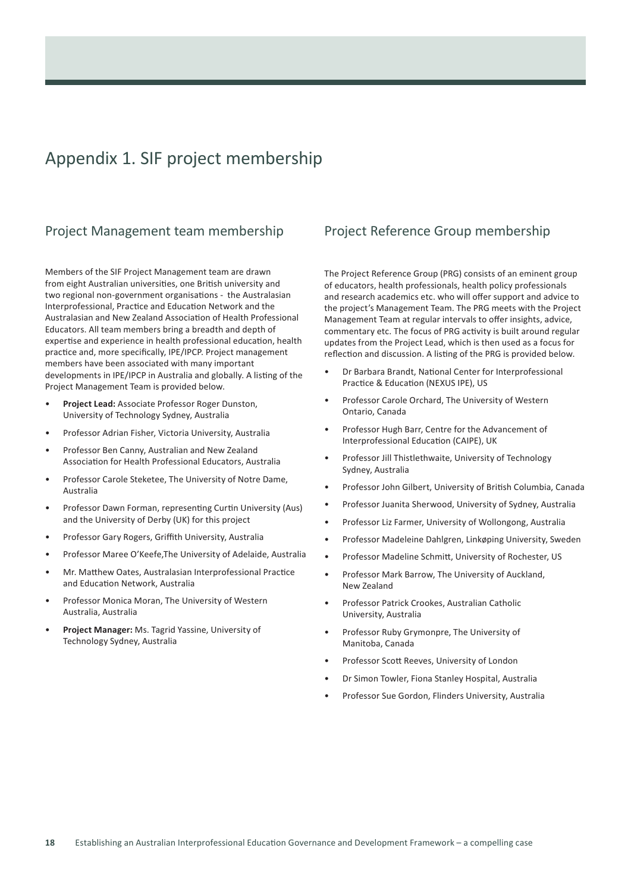# Appendix 1. SIF project membership

## Project Management team membership

Members of the SIF Project Management team are drawn from eight Australian universities, one British university and two regional non-government organisations - the Australasian Interprofessional, Practice and Education Network and the Australasian and New Zealand Association of Health Professional Educators. All team members bring a breadth and depth of expertise and experience in health professional education, health practice and, more specifically, IPE/IPCP. Project management members have been associated with many important developments in IPE/IPCP in Australia and globally. A listing of the Project Management Team is provided below.

- **Project Lead:** Associate Professor Roger Dunston, University of Technology Sydney, Australia
- Professor Adrian Fisher, Victoria University, Australia
- Professor Ben Canny, Australian and New Zealand Association for Health Professional Educators, Australia
- Professor Carole Steketee, The University of Notre Dame, Australia
- Professor Dawn Forman, representing Curtin University (Aus) and the University of Derby (UK) for this project
- Professor Gary Rogers, Griffith University, Australia
- Professor Maree O'Keefe,The University of Adelaide, Australia
- Mr. Matthew Oates, Australasian Interprofessional Practice and Education Network, Australia
- Professor Monica Moran, The University of Western Australia, Australia
- **Project Manager:** Ms. Tagrid Yassine, University of Technology Sydney, Australia

## Project Reference Group membership

The Project Reference Group (PRG) consists of an eminent group of educators, health professionals, health policy professionals and research academics etc. who will offer support and advice to the project's Management Team. The PRG meets with the Project Management Team at regular intervals to offer insights, advice, commentary etc. The focus of PRG activity is built around regular updates from the Project Lead, which is then used as a focus for reflection and discussion. A listing of the PRG is provided below.

- Dr Barbara Brandt, National Center for Interprofessional Practice & Education (NEXUS IPE), US
- Professor Carole Orchard, The University of Western Ontario, Canada
- Professor Hugh Barr, Centre for the Advancement of Interprofessional Education (CAIPE), UK
- Professor Jill Thistlethwaite, University of Technology Sydney, Australia
- Professor John Gilbert, University of British Columbia, Canada
- Professor Juanita Sherwood, University of Sydney, Australia
- Professor Liz Farmer, University of Wollongong, Australia
- Professor Madeleine Dahlgren, Linkøping University, Sweden
- Professor Madeline Schmitt, University of Rochester, US
- Professor Mark Barrow, The University of Auckland, New Zealand
- Professor Patrick Crookes, Australian Catholic University, Australia
- Professor Ruby Grymonpre, The University of Manitoba, Canada
- Professor Scott Reeves, University of London
- Dr Simon Towler, Fiona Stanley Hospital, Australia
- Professor Sue Gordon, Flinders University, Australia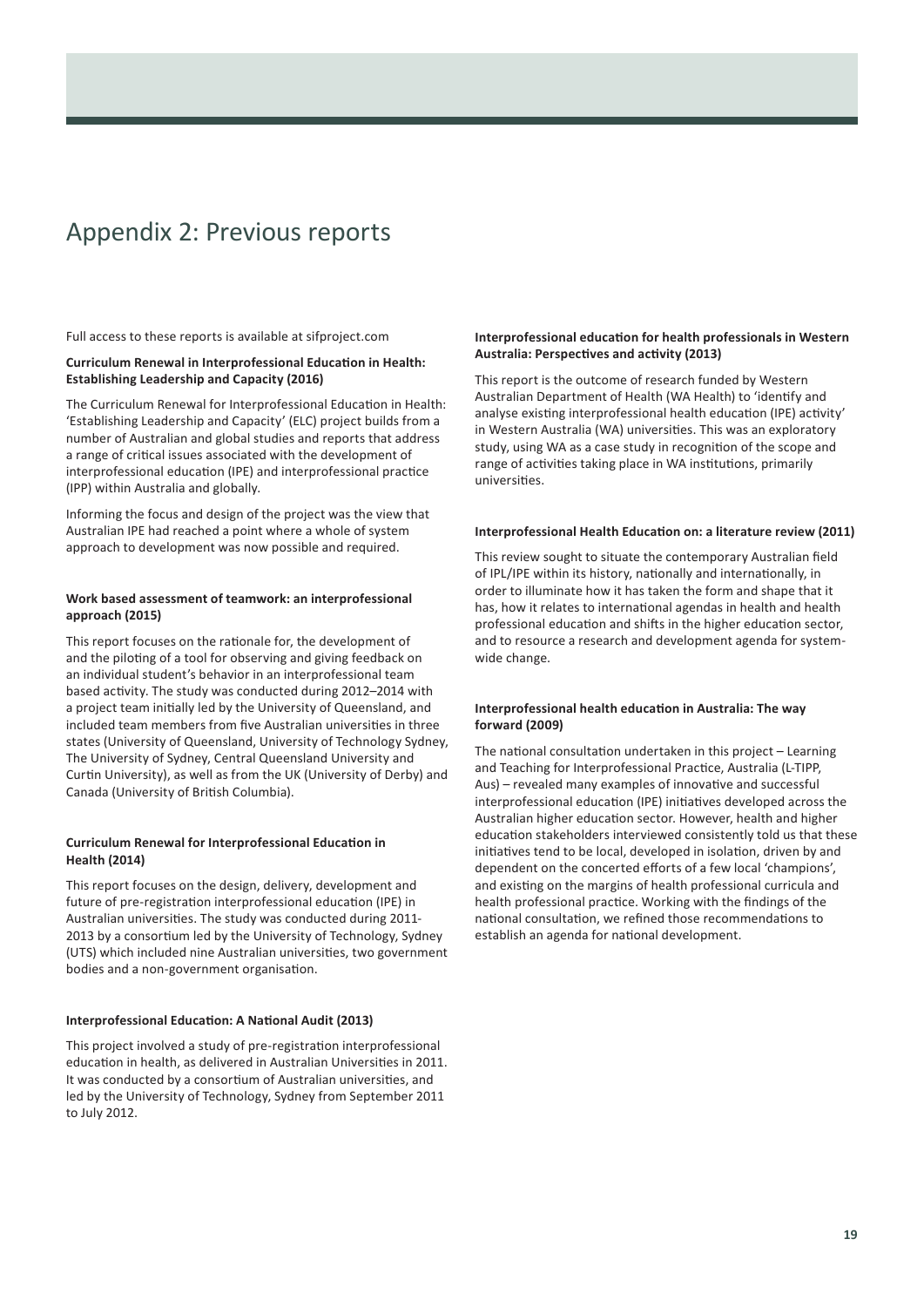# Appendix 2: Previous reports

Full access to these reports is available at sifproject.com

**Curriculum Renewal in Interprofessional Education in Health: Establishing Leadership and Capacity (2016)**

The Curriculum Renewal for Interprofessional Education in Health: 'Establishing Leadership and Capacity' (ELC) project builds from a number of Australian and global studies and reports that address a range of critical issues associated with the development of interprofessional education (IPE) and interprofessional practice (IPP) within Australia and globally.

Informing the focus and design of the project was the view that Australian IPE had reached a point where a whole of system approach to development was now possible and required.

**Work based assessment of teamwork: an interprofessional approach (2015)**

This report focuses on the rationale for, the development of and the piloting of a tool for observing and giving feedback on an individual student's behavior in an interprofessional team based activity. The study was conducted during 2012–2014 with a project team initially led by the University of Queensland, and included team members from five Australian universities in three states (University of Queensland, University of Technology Sydney, The University of Sydney, Central Queensland University and Curtin University), as well as from the UK (University of Derby) and Canada (University of British Columbia).

**Curriculum Renewal for Interprofessional Education in Health (2014)**

This report focuses on the design, delivery, development and future of pre-registration interprofessional education (IPE) in Australian universities. The study was conducted during 2011-2013 by a consortium led by the University of Technology, Sydney (UTS) which included nine Australian universities, two government bodies and a non-government organisation.

**Interprofessional Education: A National Audit (2013)**

This project involved a study of pre-registration interprofessional education in health, as delivered in Australian Universities in 2011. It was conducted by a consortium of Australian universities, and led by the University of Technology, Sydney from September 2011 to July 2012.

**Interprofessional education for health professionals in Western Australia: Perspectives and activity (2013)**

This report is the outcome of research funded by Western Australian Department of Health (WA Health) to 'identify and analyse existing interprofessional health education (IPE) activity' in Western Australia (WA) universities. This was an exploratory study, using WA as a case study in recognition of the scope and range of activities taking place in WA institutions, primarily universities.

**Interprofessional Health Education on: a literature review (2011)**

This review sought to situate the contemporary Australian field of IPL/IPE within its history, nationally and internationally, in order to illuminate how it has taken the form and shape that it has, how it relates to international agendas in health and health professional education and shifts in the higher education sector, and to resource a research and development agenda for system-wide change.

**Interprofessional health education in Australia: The way forward (2009)**

The national consultation undertaken in this project – Learning and Teaching for Interprofessional Practice, Australia (L-TIPP, Aus) – revealed many examples of innovative and successful interprofessional education (IPE) initiatives developed across the Australian higher education sector. However, health and higher education stakeholders interviewed consistently told us that these initiatives tend to be local, developed in isolation, driven by and dependent on the concerted efforts of a few local 'champions', and existing on the margins of health professional curricula and health professional practice. Working with the findings of the national consultation, we refined those recommendations to establish an agenda for national development.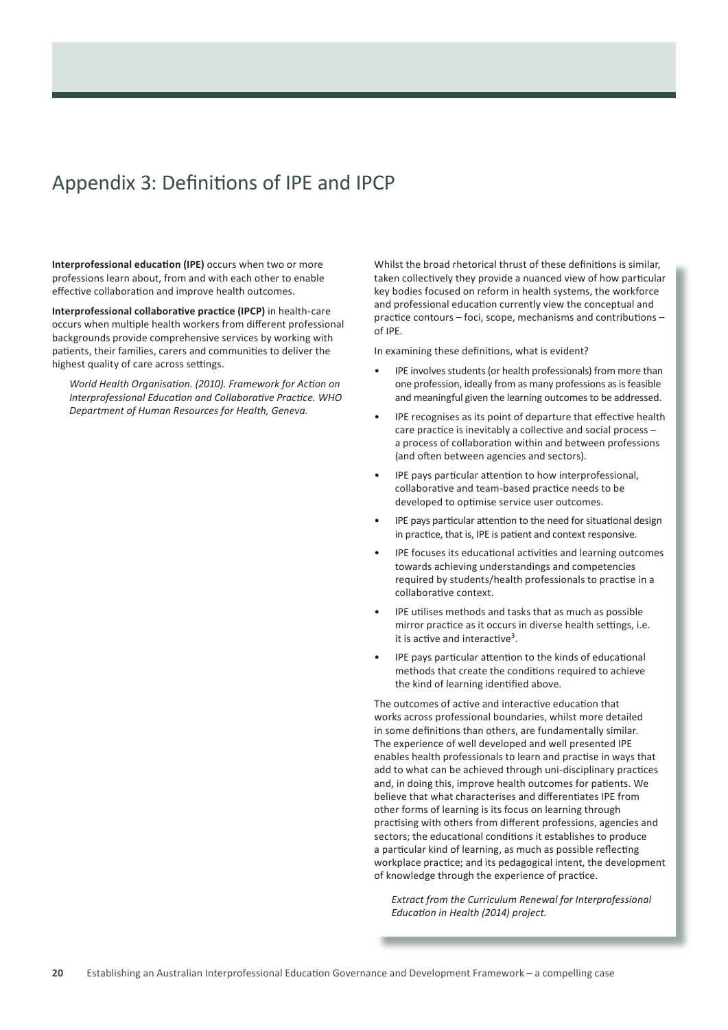# Appendix 3: Definitions of IPE and IPCP

**Interprofessional education (IPE)** occurs when two or more professions learn about, from and with each other to enable effective collaboration and improve health outcomes.

**Interprofessional collaborative practice (IPCP)** in health-care occurs when multiple health workers from different professional backgrounds provide comprehensive services by working with patients, their families, carers and communities to deliver the highest quality of care across settings.

> *World Health Organisation. (2010). Framework for Action on Interprofessional Education and Collaborative Practice. WHO Department of Human Resources for Health, Geneva.*

Whilst the broad rhetorical thrust of these definitions is similar, taken collectively they provide a nuanced view of how particular key bodies focused on reform in health systems, the workforce and professional education currently view the conceptual and practice contours – foci, scope, mechanisms and contributions – of IPE.

In examining these definitions, what is evident?

- IPE involves students (or health professionals) from more than one profession, ideally from as many professions as is feasible and meaningful given the learning outcomes to be addressed.
- IPE recognises as its point of departure that effective health care practice is inevitably a collective and social process – a process of collaboration within and between professions (and often between agencies and sectors).
- IPE pays particular attention to how interprofessional, collaborative and team-based practice needs to be developed to optimise service user outcomes.
- IPE pays particular attention to the need for situational design in practice, that is, IPE is patient and context responsive.
- IPE focuses its educational activities and learning outcomes towards achieving understandings and competencies required by students/health professionals to practise in a collaborative context.
- IPE utilises methods and tasks that as much as possible mirror practice as it occurs in diverse health settings, i.e. it is active and interactive[3].
- IPE pays particular attention to the kinds of educational methods that create the conditions required to achieve the kind of learning identified above.

The outcomes of active and interactive education that works across professional boundaries, whilst more detailed in some definitions than others, are fundamentally similar. The experience of well developed and well presented IPE enables health professionals to learn and practise in ways that add to what can be achieved through uni-disciplinary practices and, in doing this, improve health outcomes for patients. We believe that what characterises and differentiates IPE from other forms of learning is its focus on learning through practising with others from different professions, agencies and sectors; the educational conditions it establishes to produce a particular kind of learning, as much as possible reflecting workplace practice; and its pedagogical intent, the development of knowledge through the experience of practice.

> *Extract from the Curriculum Renewal for Interprofessional Education in Health (2014) project.*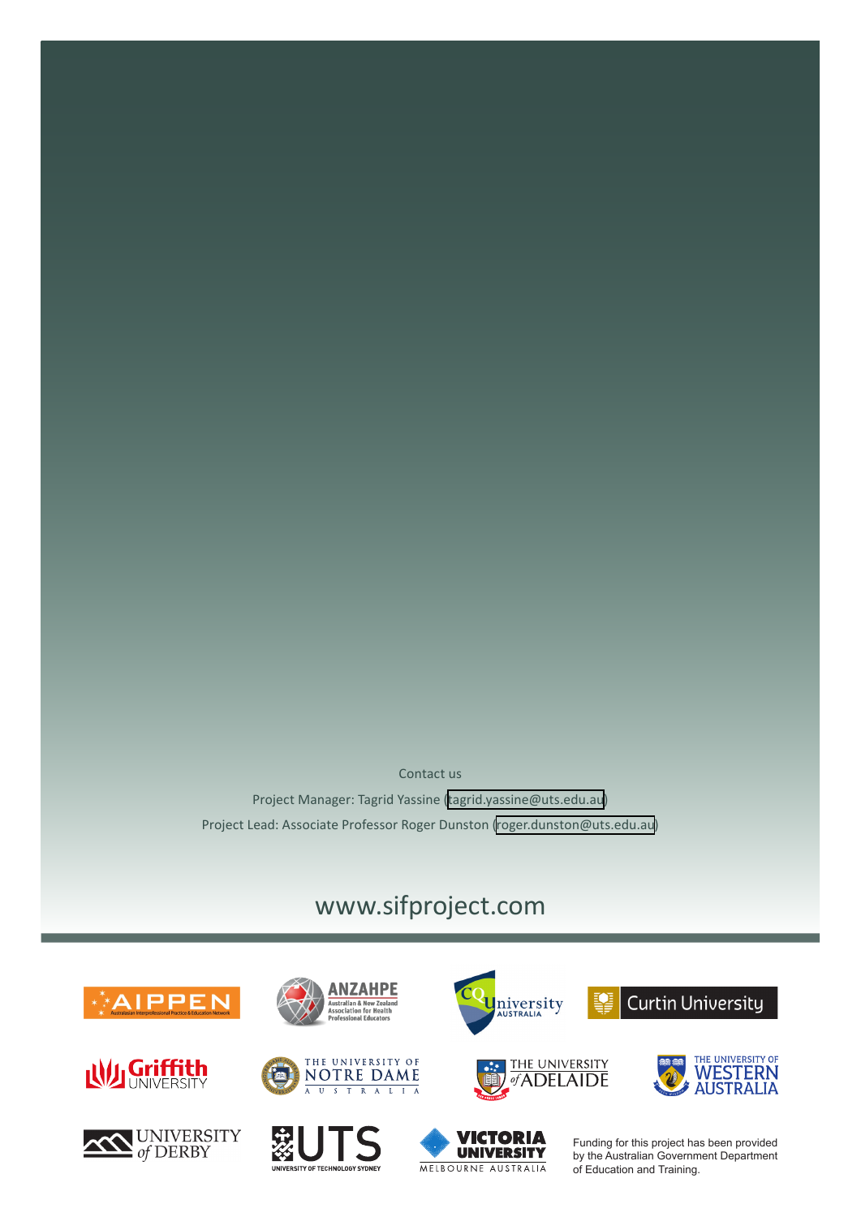Contact us

Project Manager: Tagrid Yassine (tagrid.yassine@uts.edu.au)

Project Lead: Associate Professor Roger Dunston (roger.dunston@uts.edu.au)

www.sifproject.com

Funding for this project has been provided by the Australian Government Department of Education and Training.